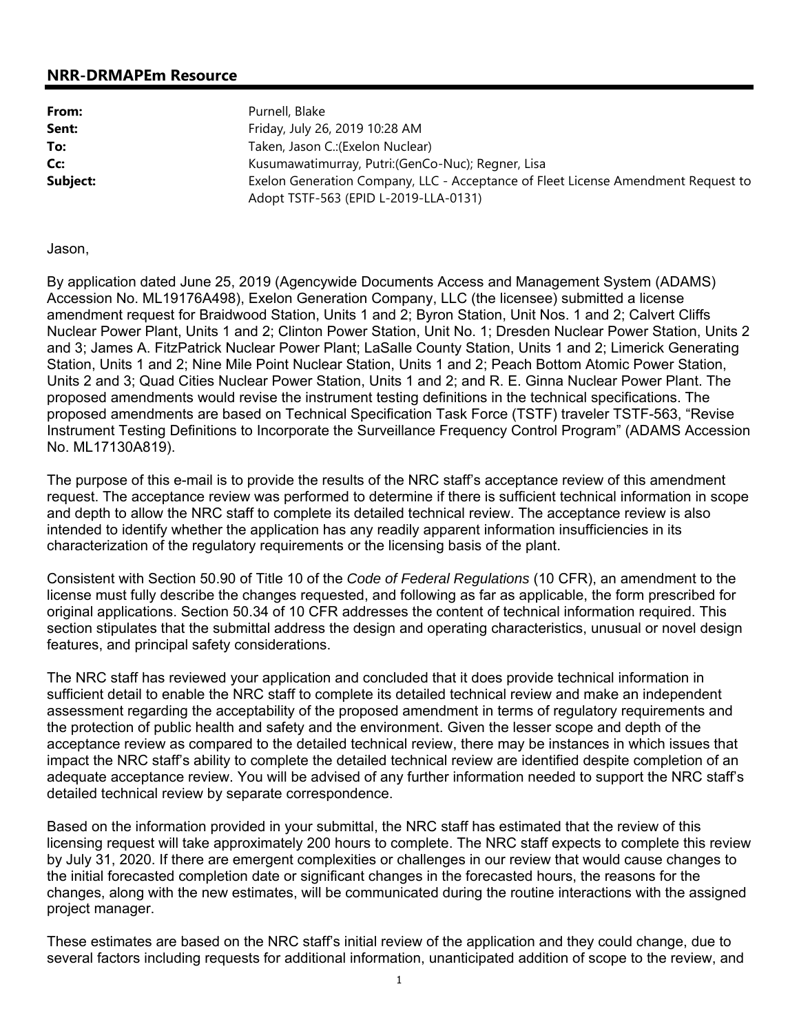## NRR-DRMAPEm Resource

| | |
|---|---|
| **From:** | Purnell, Blake |
| **Sent:** | Friday, July 26, 2019 10:28 AM |
| **To:** | Taken, Jason C.:(Exelon Nuclear) |
| **Cc:** | Kusumawatimurray, Putri:(GenCo-Nuc); Regner, Lisa |
| **Subject:** | Exelon Generation Company, LLC - Acceptance of Fleet License Amendment Request to Adopt TSTF-563 (EPID L-2019-LLA-0131) |

Jason,

By application dated June 25, 2019 (Agencywide Documents Access and Management System (ADAMS) Accession No. ML19176A498), Exelon Generation Company, LLC (the licensee) submitted a license amendment request for Braidwood Station, Units 1 and 2; Byron Station, Unit Nos. 1 and 2; Calvert Cliffs Nuclear Power Plant, Units 1 and 2; Clinton Power Station, Unit No. 1; Dresden Nuclear Power Station, Units 2 and 3; James A. FitzPatrick Nuclear Power Plant; LaSalle County Station, Units 1 and 2; Limerick Generating Station, Units 1 and 2; Nine Mile Point Nuclear Station, Units 1 and 2; Peach Bottom Atomic Power Station, Units 2 and 3; Quad Cities Nuclear Power Station, Units 1 and 2; and R. E. Ginna Nuclear Power Plant. The proposed amendments would revise the instrument testing definitions in the technical specifications. The proposed amendments are based on Technical Specification Task Force (TSTF) traveler TSTF-563, "Revise Instrument Testing Definitions to Incorporate the Surveillance Frequency Control Program" (ADAMS Accession No. ML17130A819).

The purpose of this e-mail is to provide the results of the NRC staff's acceptance review of this amendment request. The acceptance review was performed to determine if there is sufficient technical information in scope and depth to allow the NRC staff to complete its detailed technical review. The acceptance review is also intended to identify whether the application has any readily apparent information insufficiencies in its characterization of the regulatory requirements or the licensing basis of the plant.

Consistent with Section 50.90 of Title 10 of the *Code of Federal Regulations* (10 CFR), an amendment to the license must fully describe the changes requested, and following as far as applicable, the form prescribed for original applications. Section 50.34 of 10 CFR addresses the content of technical information required. This section stipulates that the submittal address the design and operating characteristics, unusual or novel design features, and principal safety considerations.

The NRC staff has reviewed your application and concluded that it does provide technical information in sufficient detail to enable the NRC staff to complete its detailed technical review and make an independent assessment regarding the acceptability of the proposed amendment in terms of regulatory requirements and the protection of public health and safety and the environment. Given the lesser scope and depth of the acceptance review as compared to the detailed technical review, there may be instances in which issues that impact the NRC staff's ability to complete the detailed technical review are identified despite completion of an adequate acceptance review. You will be advised of any further information needed to support the NRC staff's detailed technical review by separate correspondence.

Based on the information provided in your submittal, the NRC staff has estimated that the review of this licensing request will take approximately 200 hours to complete. The NRC staff expects to complete this review by July 31, 2020. If there are emergent complexities or challenges in our review that would cause changes to the initial forecasted completion date or significant changes in the forecasted hours, the reasons for the changes, along with the new estimates, will be communicated during the routine interactions with the assigned project manager.

These estimates are based on the NRC staff's initial review of the application and they could change, due to several factors including requests for additional information, unanticipated addition of scope to the review, and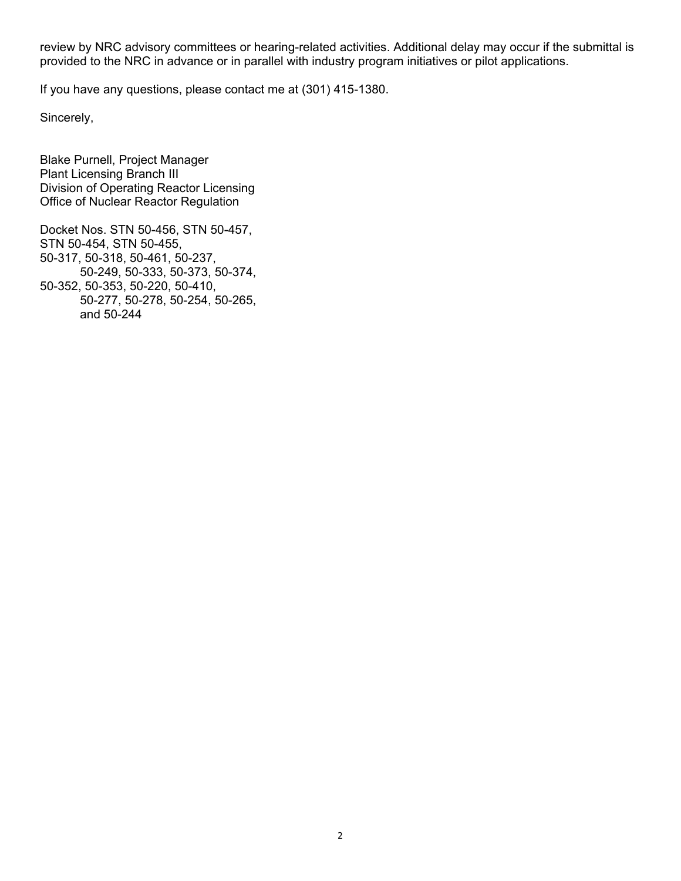review by NRC advisory committees or hearing-related activities. Additional delay may occur if the submittal is provided to the NRC in advance or in parallel with industry program initiatives or pilot applications.

If you have any questions, please contact me at (301) 415-1380.

Sincerely,

Blake Purnell, Project Manager
Plant Licensing Branch III
Division of Operating Reactor Licensing
Office of Nuclear Reactor Regulation

Docket Nos. STN 50-456, STN 50-457,
STN 50-454, STN 50-455,
50-317, 50-318, 50-461, 50-237,
50-249, 50-333, 50-373, 50-374,
50-352, 50-353, 50-220, 50-410,
50-277, 50-278, 50-254, 50-265,
and 50-244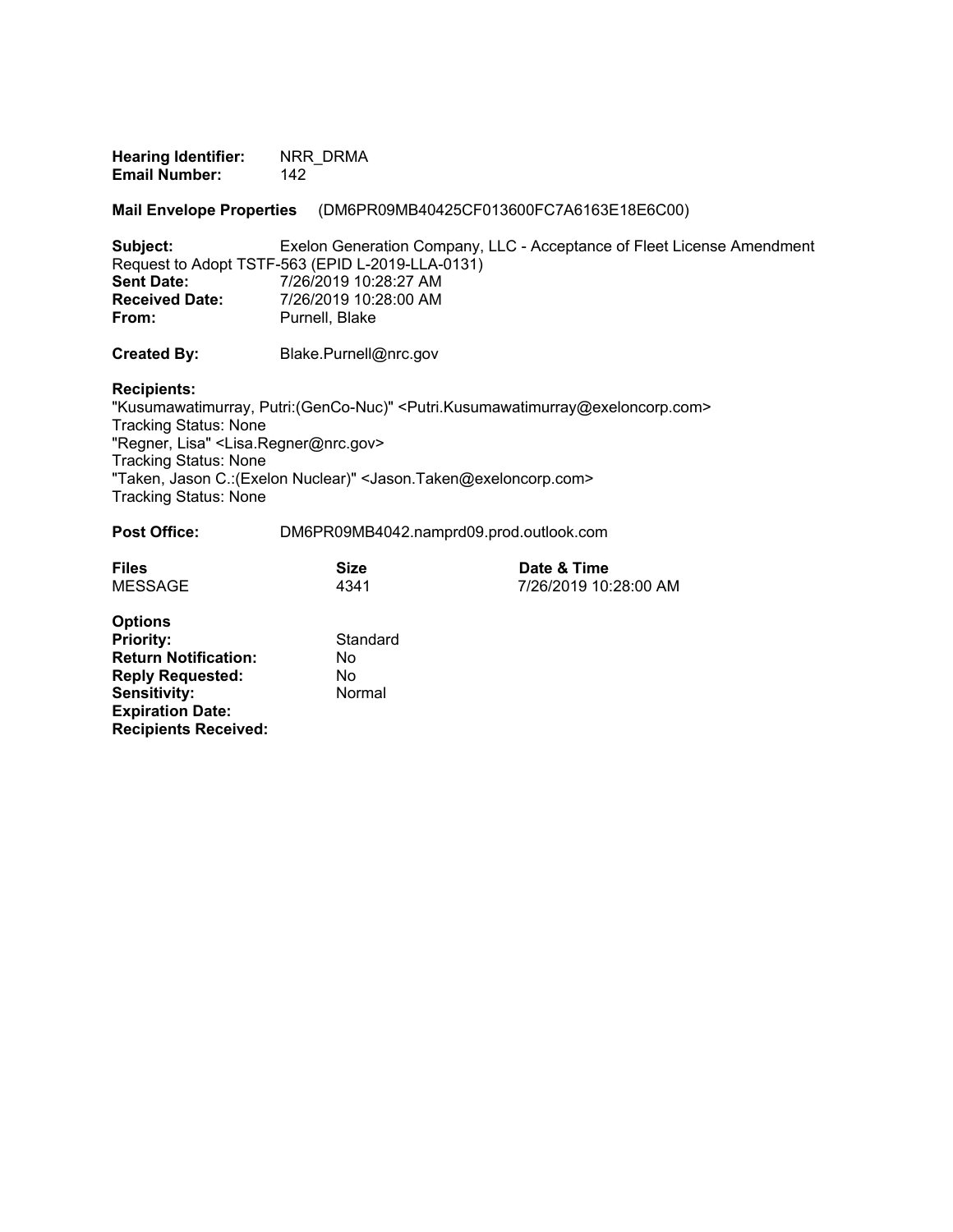**Hearing Identifier:** NRR_DRMA
**Email Number:** 142

**Mail Envelope Properties** (DM6PR09MB40425CF013600FC7A6163E18E6C00)

**Subject:** Exelon Generation Company, LLC - Acceptance of Fleet License Amendment Request to Adopt TSTF-563 (EPID L-2019-LLA-0131)
**Sent Date:** 7/26/2019 10:28:27 AM
**Received Date:** 7/26/2019 10:28:00 AM
**From:** Purnell, Blake

**Created By:** Blake.Purnell@nrc.gov

**Recipients:**
"Kusumawatimurray, Putri:(GenCo-Nuc)" <Putri.Kusumawatimurray@exeloncorp.com>
Tracking Status: None
"Regner, Lisa" <Lisa.Regner@nrc.gov>
Tracking Status: None
"Taken, Jason C.:(Exelon Nuclear)" <Jason.Taken@exeloncorp.com>
Tracking Status: None

**Post Office:** DM6PR09MB4042.namprd09.prod.outlook.com

| **Files** | **Size** | **Date & Time** |
|---|---|---|
| MESSAGE | 4341 | 7/26/2019 10:28:00 AM |

**Options**
**Priority:** Standard
**Return Notification:** No
**Reply Requested:** No
**Sensitivity:** Normal
**Expiration Date:**
**Recipients Received:**